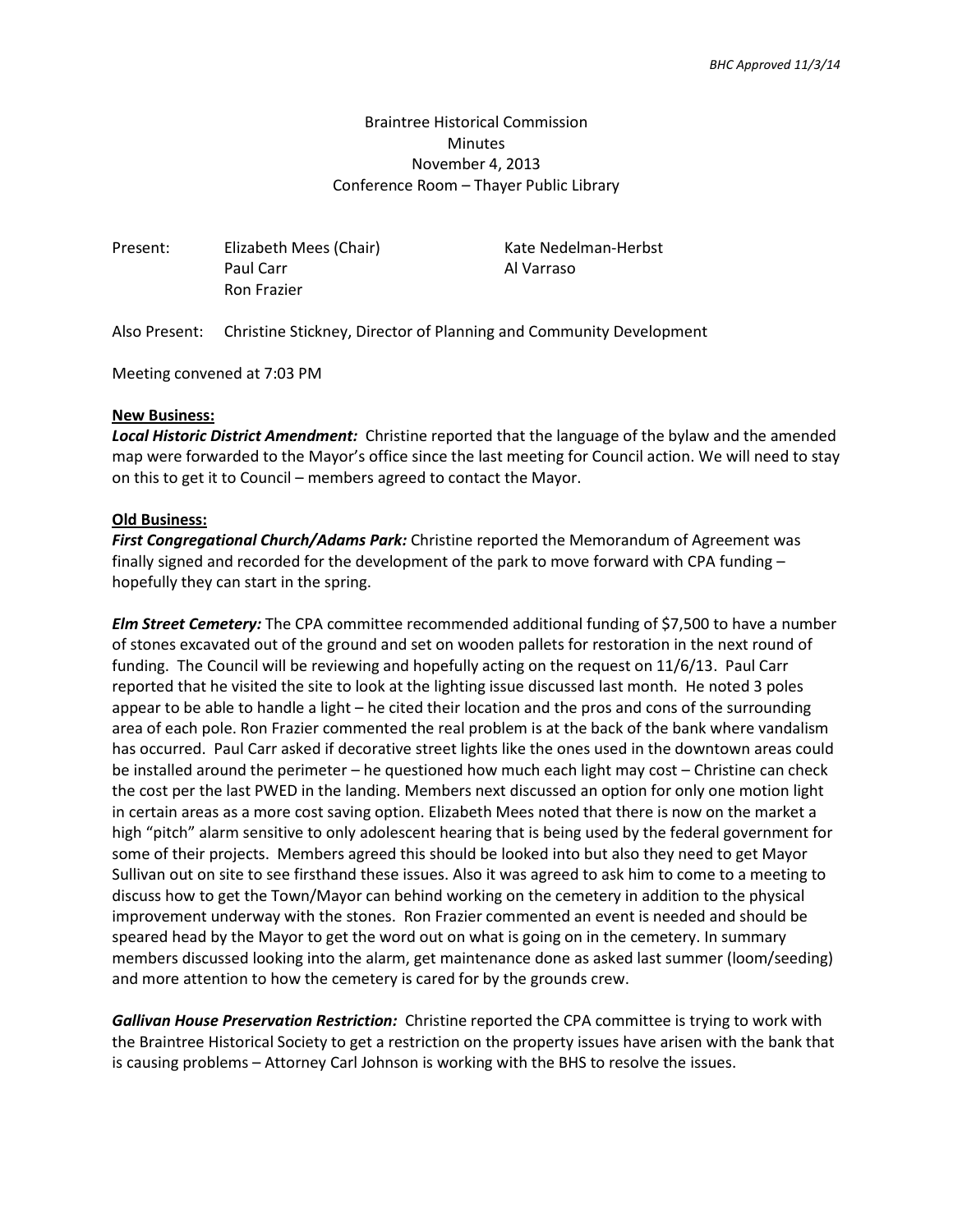*BHC Approved 11/3/14*

Braintree Historical Commission
Minutes
November 4, 2013
Conference Room – Thayer Public Library

Present: Elizabeth Mees (Chair), Paul Carr, Ron Frazier, Kate Nedelman-Herbst, Al Varraso

Also Present: Christine Stickney, Director of Planning and Community Development

Meeting convened at 7:03 PM

**New Business:**

***Local Historic District Amendment:*** Christine reported that the language of the bylaw and the amended map were forwarded to the Mayor's office since the last meeting for Council action. We will need to stay on this to get it to Council – members agreed to contact the Mayor.

**Old Business:**

***First Congregational Church/Adams Park:*** Christine reported the Memorandum of Agreement was finally signed and recorded for the development of the park to move forward with CPA funding – hopefully they can start in the spring.

***Elm Street Cemetery:*** The CPA committee recommended additional funding of $7,500 to have a number of stones excavated out of the ground and set on wooden pallets for restoration in the next round of funding. The Council will be reviewing and hopefully acting on the request on 11/6/13. Paul Carr reported that he visited the site to look at the lighting issue discussed last month. He noted 3 poles appear to be able to handle a light – he cited their location and the pros and cons of the surrounding area of each pole. Ron Frazier commented the real problem is at the back of the bank where vandalism has occurred. Paul Carr asked if decorative street lights like the ones used in the downtown areas could be installed around the perimeter – he questioned how much each light may cost – Christine can check the cost per the last PWED in the landing. Members next discussed an option for only one motion light in certain areas as a more cost saving option. Elizabeth Mees noted that there is now on the market a high "pitch" alarm sensitive to only adolescent hearing that is being used by the federal government for some of their projects. Members agreed this should be looked into but also they need to get Mayor Sullivan out on site to see firsthand these issues. Also it was agreed to ask him to come to a meeting to discuss how to get the Town/Mayor can behind working on the cemetery in addition to the physical improvement underway with the stones. Ron Frazier commented an event is needed and should be speared head by the Mayor to get the word out on what is going on in the cemetery. In summary members discussed looking into the alarm, get maintenance done as asked last summer (loom/seeding) and more attention to how the cemetery is cared for by the grounds crew.

***Gallivan House Preservation Restriction:*** Christine reported the CPA committee is trying to work with the Braintree Historical Society to get a restriction on the property issues have arisen with the bank that is causing problems – Attorney Carl Johnson is working with the BHS to resolve the issues.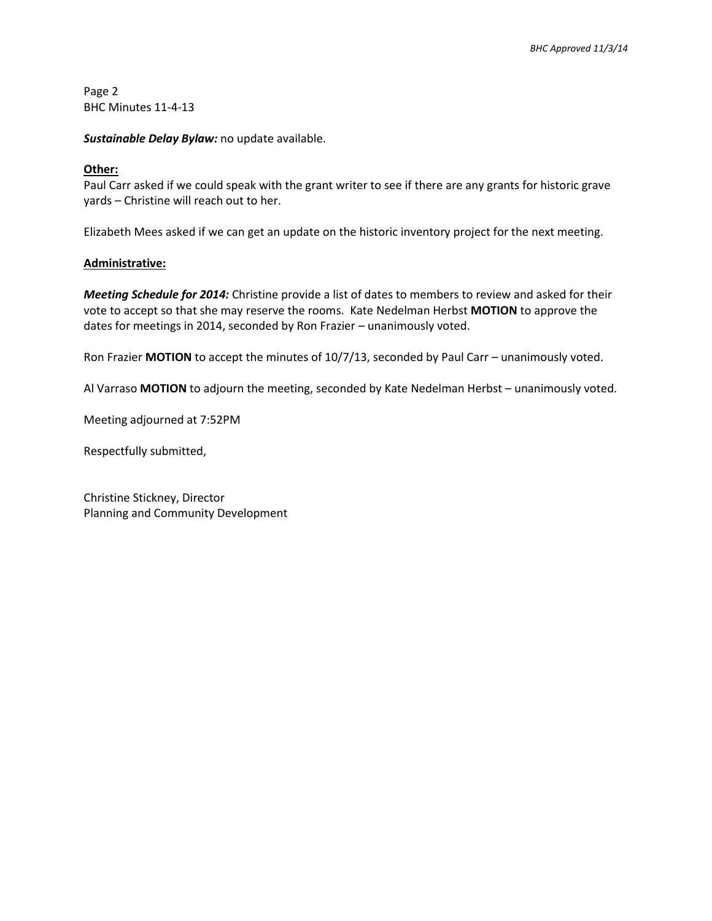Page 2
BHC Minutes 11-4-13

***Sustainable Delay Bylaw:*** no update available.

**Other:**
Paul Carr asked if we could speak with the grant writer to see if there are any grants for historic grave yards – Christine will reach out to her.

Elizabeth Mees asked if we can get an update on the historic inventory project for the next meeting.

**Administrative:**

***Meeting Schedule for 2014:*** Christine provide a list of dates to members to review and asked for their vote to accept so that she may reserve the rooms. Kate Nedelman Herbst **MOTION** to approve the dates for meetings in 2014, seconded by Ron Frazier – unanimously voted.

Ron Frazier **MOTION** to accept the minutes of 10/7/13, seconded by Paul Carr – unanimously voted.

Al Varraso **MOTION** to adjourn the meeting, seconded by Kate Nedelman Herbst – unanimously voted.

Meeting adjourned at 7:52PM

Respectfully submitted,

Christine Stickney, Director
Planning and Community Development